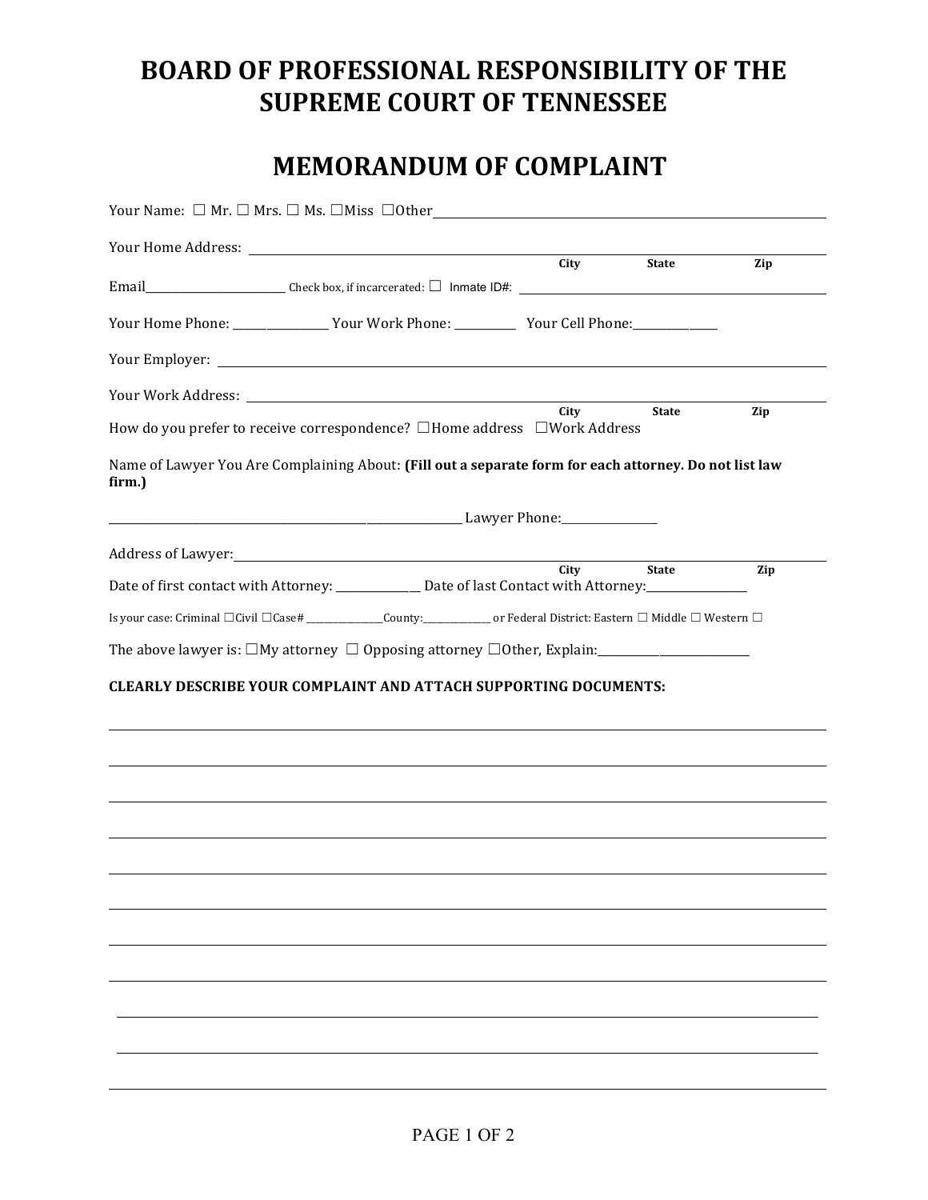# BOARD OF PROFESSIONAL RESPONSIBILITY OF THE SUPREME COURT OF TENNESSEE

# MEMORANDUM OF COMPLAINT

Your Name: ☐ Mr. ☐ Mrs. ☐ Ms. ☐Miss ☐Other______________________________

Your Home Address: ______________________________
City State Zip

Email______________ Check box, if incarcerated: ☐ Inmate ID#: ______________

Your Home Phone: __________ Your Work Phone: __________ Your Cell Phone:__________

Your Employer: ______________________________

Your Work Address: ______________________________
City State Zip

How do you prefer to receive correspondence? ☐Home address ☐Work Address

Name of Lawyer You Are Complaining About: **(Fill out a separate form for each attorney. Do not list law firm.)**

______________________________ Lawyer Phone:__________

Address of Lawyer:______________________________
City State Zip

Date of first contact with Attorney: __________ Date of last Contact with Attorney:__________

Is your case: Criminal ☐Civil ☐Case# __________County:__________ or Federal District: Eastern ☐ Middle ☐ Western ☐

The above lawyer is: ☐My attorney ☐ Opposing attorney ☐Other, Explain:__________

**CLEARLY DESCRIBE YOUR COMPLAINT AND ATTACH SUPPORTING DOCUMENTS:**

______________________________

______________________________

______________________________

______________________________

______________________________

______________________________

______________________________

______________________________

______________________________

______________________________

______________________________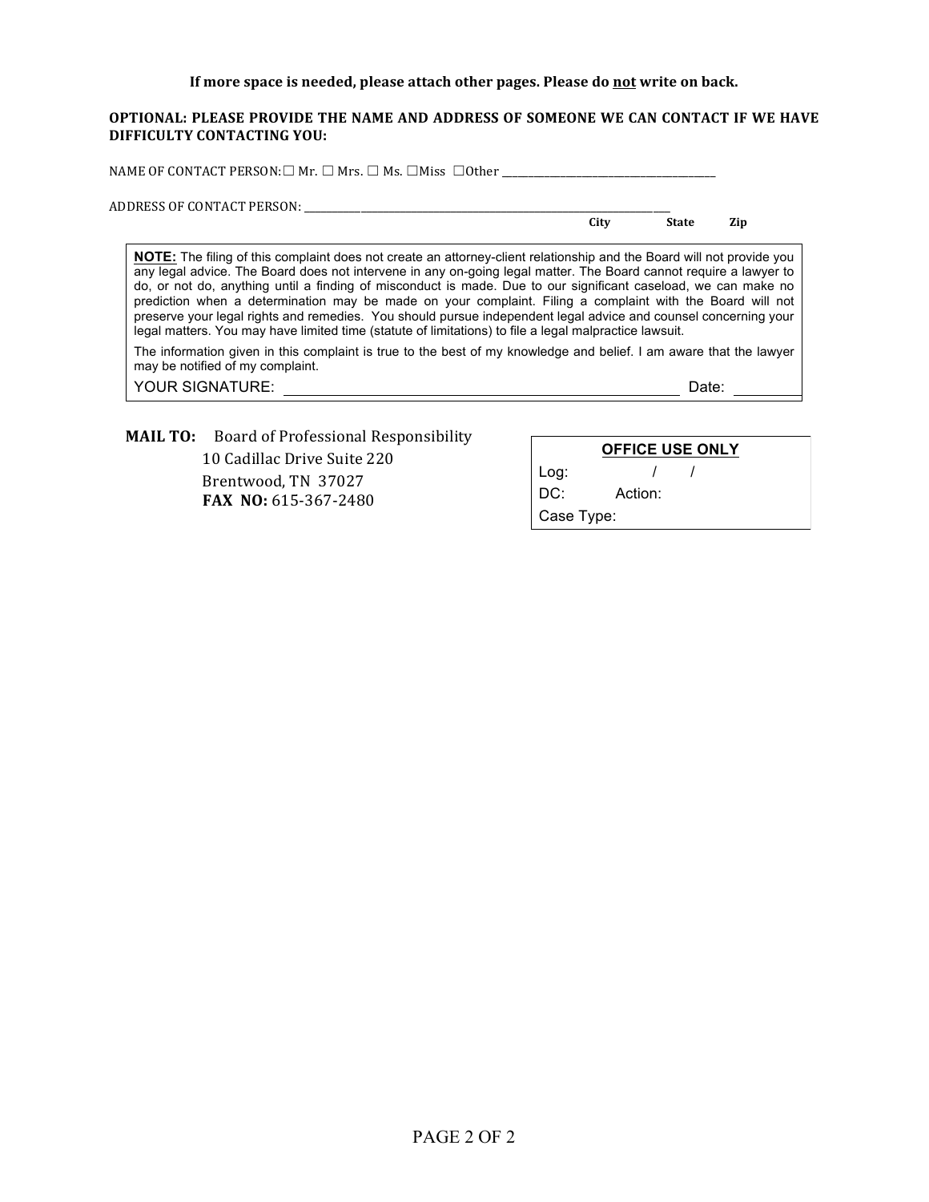**If more space is needed, please attach other pages. Please do not write on back.**

**OPTIONAL: PLEASE PROVIDE THE NAME AND ADDRESS OF SOMEONE WE CAN CONTACT IF WE HAVE DIFFICULTY CONTACTING YOU:**

NAME OF CONTACT PERSON: ☐ Mr. ☐ Mrs. ☐ Ms. ☐ Miss ☐ Other ____________________________________

ADDRESS OF CONTACT PERSON: ____________________________________________________________

City State Zip

**NOTE:** The filing of this complaint does not create an attorney-client relationship and the Board will not provide you any legal advice. The Board does not intervene in any on-going legal matter. The Board cannot require a lawyer to do, or not do, anything until a finding of misconduct is made. Due to our significant caseload, we can make no prediction when a determination may be made on your complaint. Filing a complaint with the Board will not preserve your legal rights and remedies. You should pursue independent legal advice and counsel concerning your legal matters. You may have limited time (statute of limitations) to file a legal malpractice lawsuit.

The information given in this complaint is true to the best of my knowledge and belief. I am aware that the lawyer may be notified of my complaint.

YOUR SIGNATURE: ________________________________________ Date: ________

**MAIL TO:** Board of Professional Responsibility
10 Cadillac Drive Suite 220
Brentwood, TN 37027
**FAX NO:** 615-367-2480

**OFFICE USE ONLY**

Log: / /

DC: Action:

Case Type: